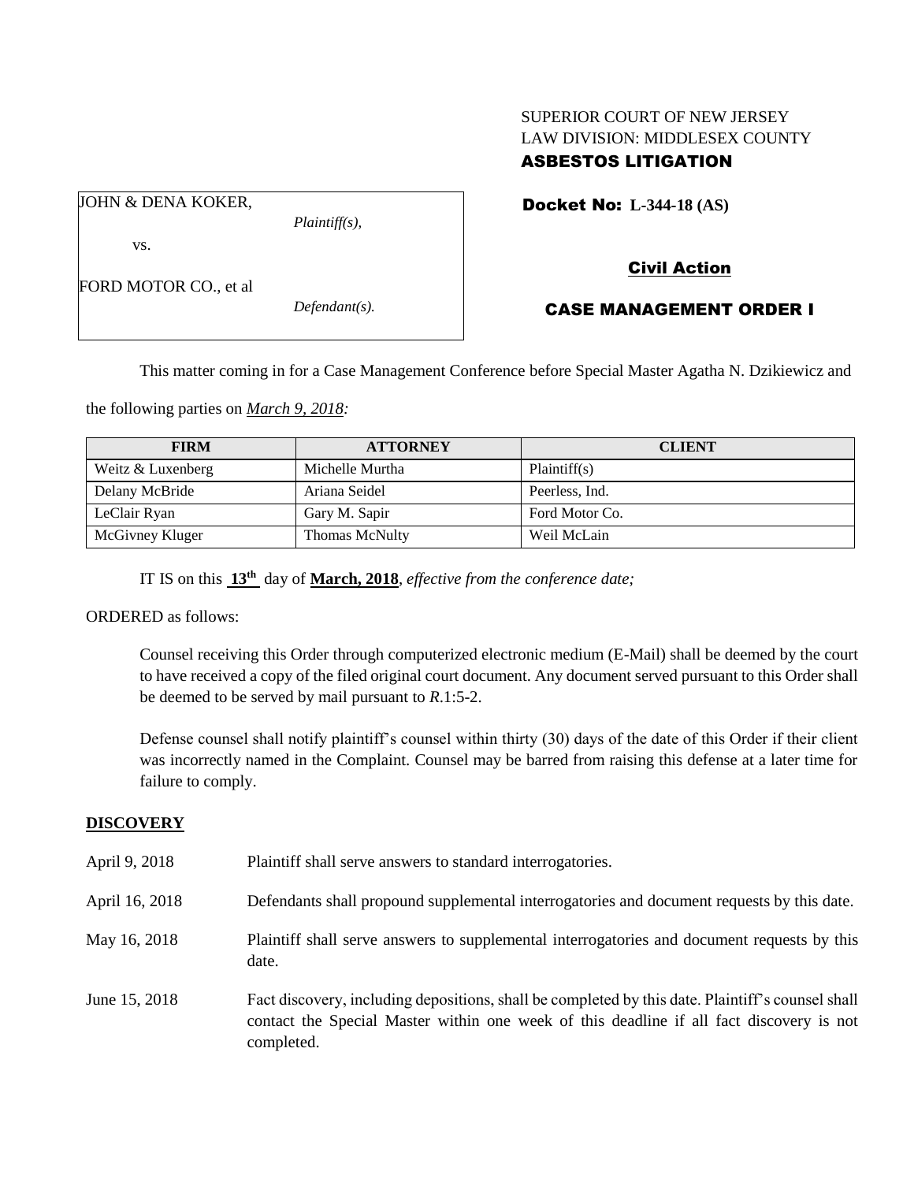SUPERIOR COURT OF NEW JERSEY
LAW DIVISION: MIDDLESEX COUNTY
**ASBESTOS LITIGATION**

JOHN & DENA KOKER,
*Plaintiff(s),*

vs.

FORD MOTOR CO., et al
*Defendant(s).*

**Docket No: L-344-18 (AS)**

**Civil Action**

**CASE MANAGEMENT ORDER I**

This matter coming in for a Case Management Conference before Special Master Agatha N. Dzikiewicz and the following parties on ***March 9, 2018:***

| FIRM | ATTORNEY | CLIENT |
|---|---|---|
| Weitz & Luxenberg | Michelle Murtha | Plaintiff(s) |
| Delany McBride | Ariana Seidel | Peerless, Ind. |
| LeClair Ryan | Gary M. Sapir | Ford Motor Co. |
| McGivney Kluger | Thomas McNulty | Weil McLain |

IT IS on this **13th** day of **March, 2018**, *effective from the conference date;*

ORDERED as follows:

Counsel receiving this Order through computerized electronic medium (E-Mail) shall be deemed by the court to have received a copy of the filed original court document. Any document served pursuant to this Order shall be deemed to be served by mail pursuant to *R*.1:5-2.

Defense counsel shall notify plaintiff's counsel within thirty (30) days of the date of this Order if their client was incorrectly named in the Complaint. Counsel may be barred from raising this defense at a later time for failure to comply.

**DISCOVERY**

April 9, 2018 — Plaintiff shall serve answers to standard interrogatories.

April 16, 2018 — Defendants shall propound supplemental interrogatories and document requests by this date.

May 16, 2018 — Plaintiff shall serve answers to supplemental interrogatories and document requests by this date.

June 15, 2018 — Fact discovery, including depositions, shall be completed by this date. Plaintiff's counsel shall contact the Special Master within one week of this deadline if all fact discovery is not completed.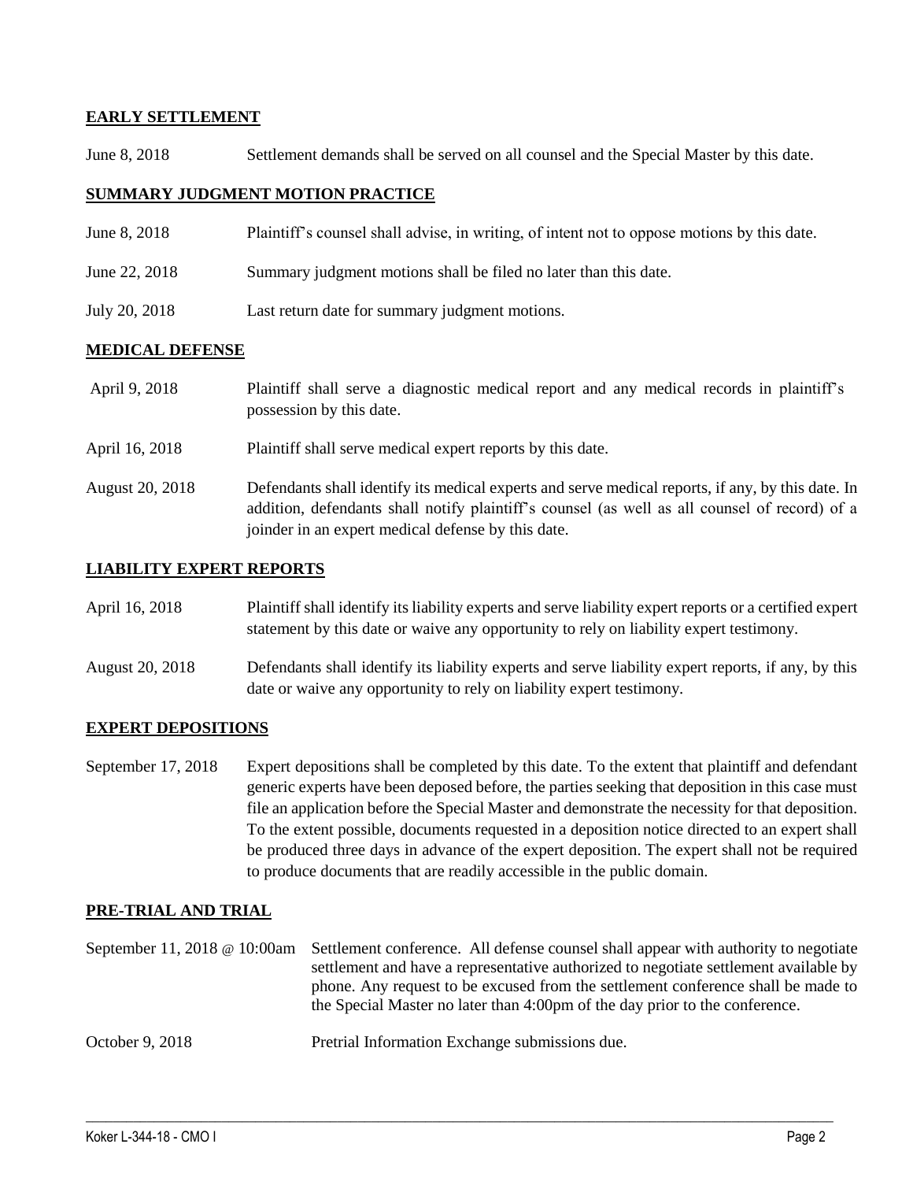## EARLY SETTLEMENT

June 8, 2018 Settlement demands shall be served on all counsel and the Special Master by this date.

## SUMMARY JUDGMENT MOTION PRACTICE

June 8, 2018 Plaintiff's counsel shall advise, in writing, of intent not to oppose motions by this date.

June 22, 2018 Summary judgment motions shall be filed no later than this date.

July 20, 2018 Last return date for summary judgment motions.

## MEDICAL DEFENSE

April 9, 2018 Plaintiff shall serve a diagnostic medical report and any medical records in plaintiff's possession by this date.

April 16, 2018 Plaintiff shall serve medical expert reports by this date.

August 20, 2018 Defendants shall identify its medical experts and serve medical reports, if any, by this date. In addition, defendants shall notify plaintiff's counsel (as well as all counsel of record) of a joinder in an expert medical defense by this date.

## LIABILITY EXPERT REPORTS

April 16, 2018 Plaintiff shall identify its liability experts and serve liability expert reports or a certified expert statement by this date or waive any opportunity to rely on liability expert testimony.

August 20, 2018 Defendants shall identify its liability experts and serve liability expert reports, if any, by this date or waive any opportunity to rely on liability expert testimony.

## EXPERT DEPOSITIONS

September 17, 2018 Expert depositions shall be completed by this date. To the extent that plaintiff and defendant generic experts have been deposed before, the parties seeking that deposition in this case must file an application before the Special Master and demonstrate the necessity for that deposition. To the extent possible, documents requested in a deposition notice directed to an expert shall be produced three days in advance of the expert deposition. The expert shall not be required to produce documents that are readily accessible in the public domain.

## PRE-TRIAL AND TRIAL

September 11, 2018 @ 10:00am Settlement conference. All defense counsel shall appear with authority to negotiate settlement and have a representative authorized to negotiate settlement available by phone. Any request to be excused from the settlement conference shall be made to the Special Master no later than 4:00pm of the day prior to the conference.

October 9, 2018 Pretrial Information Exchange submissions due.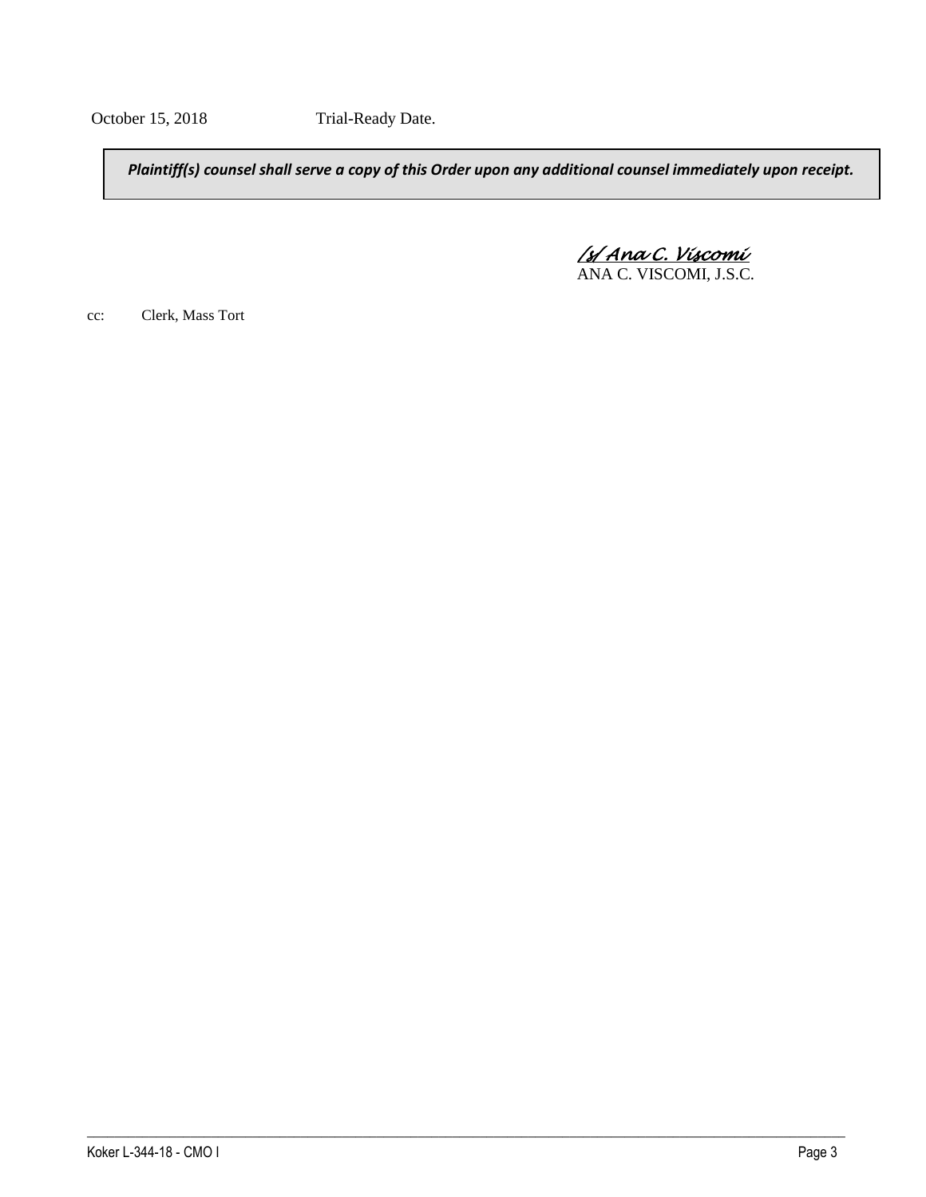| | |
|---|---|
| October 15, 2018 | Trial-Ready Date. |

***Plaintiff(s) counsel shall serve a copy of this Order upon any additional counsel immediately upon receipt.***

*/s/ Ana C. Viscomi*
ANA C. VISCOMI, J.S.C.

cc: Clerk, Mass Tort